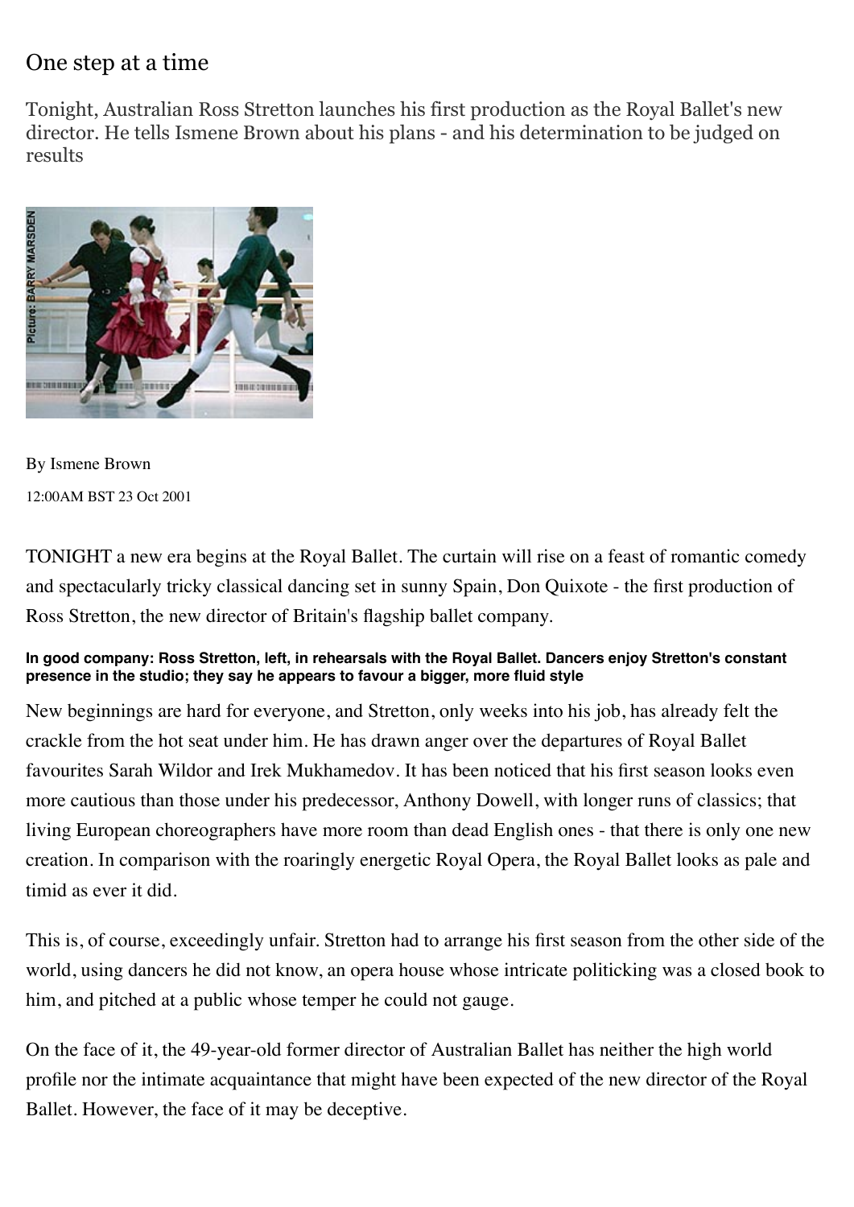# One step at a time

Tonight, Australian Ross Stretton launches his first production as the Royal Ballet's new director. He tells Ismene Brown about his plans - and his determination to be judged on results

By Ismene Brown

12:00AM BST 23 Oct 2001

TONIGHT a new era begins at the Royal Ballet. The curtain will rise on a feast of romantic comedy and spectacularly tricky classical dancing set in sunny Spain, Don Quixote - the first production of Ross Stretton, the new director of Britain's flagship ballet company.

**In good company: Ross Stretton, left, in rehearsals with the Royal Ballet. Dancers enjoy Stretton's constant presence in the studio; they say he appears to favour a bigger, more fluid style**

New beginnings are hard for everyone, and Stretton, only weeks into his job, has already felt the crackle from the hot seat under him. He has drawn anger over the departures of Royal Ballet favourites Sarah Wildor and Irek Mukhamedov. It has been noticed that his first season looks even more cautious than those under his predecessor, Anthony Dowell, with longer runs of classics; that living European choreographers have more room than dead English ones - that there is only one new creation. In comparison with the roaringly energetic Royal Opera, the Royal Ballet looks as pale and timid as ever it did.

This is, of course, exceedingly unfair. Stretton had to arrange his first season from the other side of the world, using dancers he did not know, an opera house whose intricate politicking was a closed book to him, and pitched at a public whose temper he could not gauge.

On the face of it, the 49-year-old former director of Australian Ballet has neither the high world profile nor the intimate acquaintance that might have been expected of the new director of the Royal Ballet. However, the face of it may be deceptive.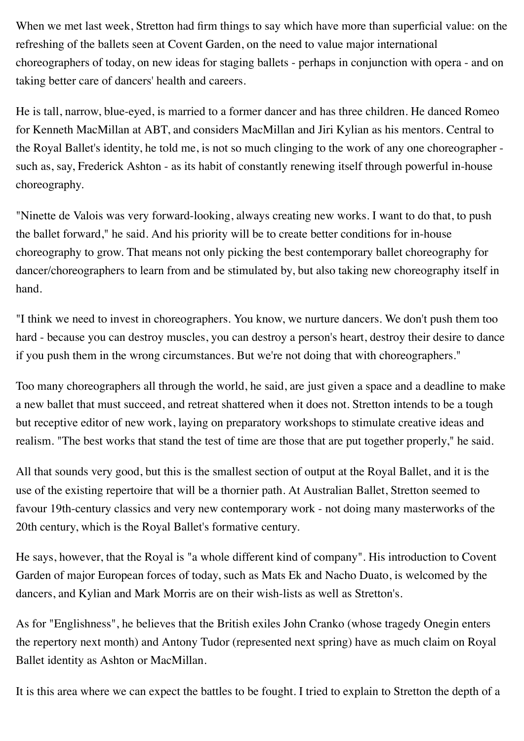When we met last week, Stretton had firm things to say which have more than superficial value: on the refreshing of the ballets seen at Covent Garden, on the need to value major international choreographers of today, on new ideas for staging ballets - perhaps in conjunction with opera - and on taking better care of dancers' health and careers.

He is tall, narrow, blue-eyed, is married to a former dancer and has three children. He danced Romeo for Kenneth MacMillan at ABT, and considers MacMillan and Jiri Kylian as his mentors. Central to the Royal Ballet's identity, he told me, is not so much clinging to the work of any one choreographer - such as, say, Frederick Ashton - as its habit of constantly renewing itself through powerful in-house choreography.

"Ninette de Valois was very forward-looking, always creating new works. I want to do that, to push the ballet forward," he said. And his priority will be to create better conditions for in-house choreography to grow. That means not only picking the best contemporary ballet choreography for dancer/choreographers to learn from and be stimulated by, but also taking new choreography itself in hand.

"I think we need to invest in choreographers. You know, we nurture dancers. We don't push them too hard - because you can destroy muscles, you can destroy a person's heart, destroy their desire to dance if you push them in the wrong circumstances. But we're not doing that with choreographers."

Too many choreographers all through the world, he said, are just given a space and a deadline to make a new ballet that must succeed, and retreat shattered when it does not. Stretton intends to be a tough but receptive editor of new work, laying on preparatory workshops to stimulate creative ideas and realism. "The best works that stand the test of time are those that are put together properly," he said.

All that sounds very good, but this is the smallest section of output at the Royal Ballet, and it is the use of the existing repertoire that will be a thornier path. At Australian Ballet, Stretton seemed to favour 19th-century classics and very new contemporary work - not doing many masterworks of the 20th century, which is the Royal Ballet's formative century.

He says, however, that the Royal is "a whole different kind of company". His introduction to Covent Garden of major European forces of today, such as Mats Ek and Nacho Duato, is welcomed by the dancers, and Kylian and Mark Morris are on their wish-lists as well as Stretton's.

As for "Englishness", he believes that the British exiles John Cranko (whose tragedy Onegin enters the repertory next month) and Antony Tudor (represented next spring) have as much claim on Royal Ballet identity as Ashton or MacMillan.

It is this area where we can expect the battles to be fought. I tried to explain to Stretton the depth of a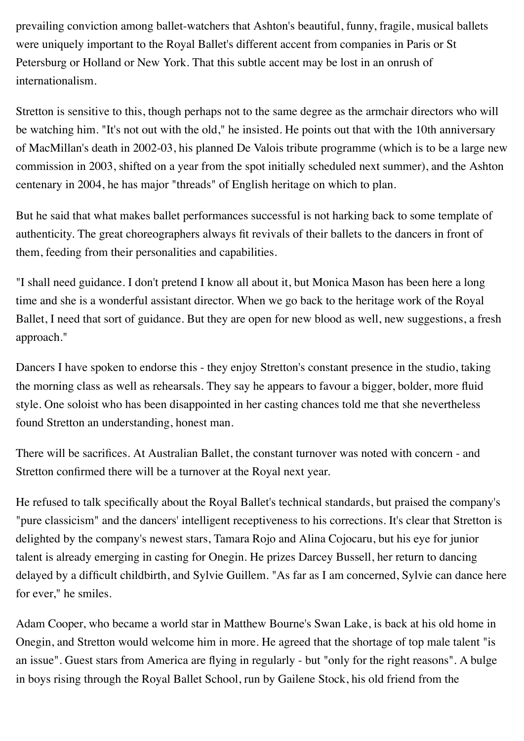prevailing conviction among ballet-watchers that Ashton's beautiful, funny, fragile, musical ballets were uniquely important to the Royal Ballet's different accent from companies in Paris or St Petersburg or Holland or New York. That this subtle accent may be lost in an onrush of internationalism.

Stretton is sensitive to this, though perhaps not to the same degree as the armchair directors who will be watching him. "It's not out with the old," he insisted. He points out that with the 10th anniversary of MacMillan's death in 2002-03, his planned De Valois tribute programme (which is to be a large new commission in 2003, shifted on a year from the spot initially scheduled next summer), and the Ashton centenary in 2004, he has major "threads" of English heritage on which to plan.

But he said that what makes ballet performances successful is not harking back to some template of authenticity. The great choreographers always fit revivals of their ballets to the dancers in front of them, feeding from their personalities and capabilities.

"I shall need guidance. I don't pretend I know all about it, but Monica Mason has been here a long time and she is a wonderful assistant director. When we go back to the heritage work of the Royal Ballet, I need that sort of guidance. But they are open for new blood as well, new suggestions, a fresh approach."

Dancers I have spoken to endorse this - they enjoy Stretton's constant presence in the studio, taking the morning class as well as rehearsals. They say he appears to favour a bigger, bolder, more fluid style. One soloist who has been disappointed in her casting chances told me that she nevertheless found Stretton an understanding, honest man.

There will be sacrifices. At Australian Ballet, the constant turnover was noted with concern - and Stretton confirmed there will be a turnover at the Royal next year.

He refused to talk specifically about the Royal Ballet's technical standards, but praised the company's "pure classicism" and the dancers' intelligent receptiveness to his corrections. It's clear that Stretton is delighted by the company's newest stars, Tamara Rojo and Alina Cojocaru, but his eye for junior talent is already emerging in casting for Onegin. He prizes Darcey Bussell, her return to dancing delayed by a difficult childbirth, and Sylvie Guillem. "As far as I am concerned, Sylvie can dance here for ever," he smiles.

Adam Cooper, who became a world star in Matthew Bourne's Swan Lake, is back at his old home in Onegin, and Stretton would welcome him in more. He agreed that the shortage of top male talent "is an issue". Guest stars from America are flying in regularly - but "only for the right reasons". A bulge in boys rising through the Royal Ballet School, run by Gailene Stock, his old friend from the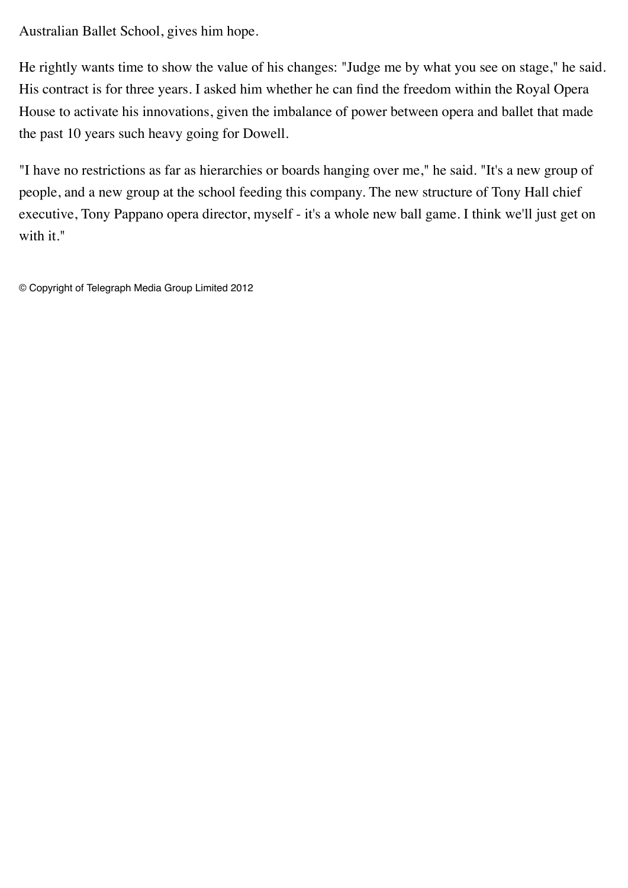Australian Ballet School, gives him hope.

He rightly wants time to show the value of his changes: "Judge me by what you see on stage," he said. His contract is for three years. I asked him whether he can find the freedom within the Royal Opera House to activate his innovations, given the imbalance of power between opera and ballet that made the past 10 years such heavy going for Dowell.

"I have no restrictions as far as hierarchies or boards hanging over me," he said. "It's a new group of people, and a new group at the school feeding this company. The new structure of Tony Hall chief executive, Tony Pappano opera director, myself - it's a whole new ball game. I think we'll just get on with it."

© Copyright of Telegraph Media Group Limited 2012